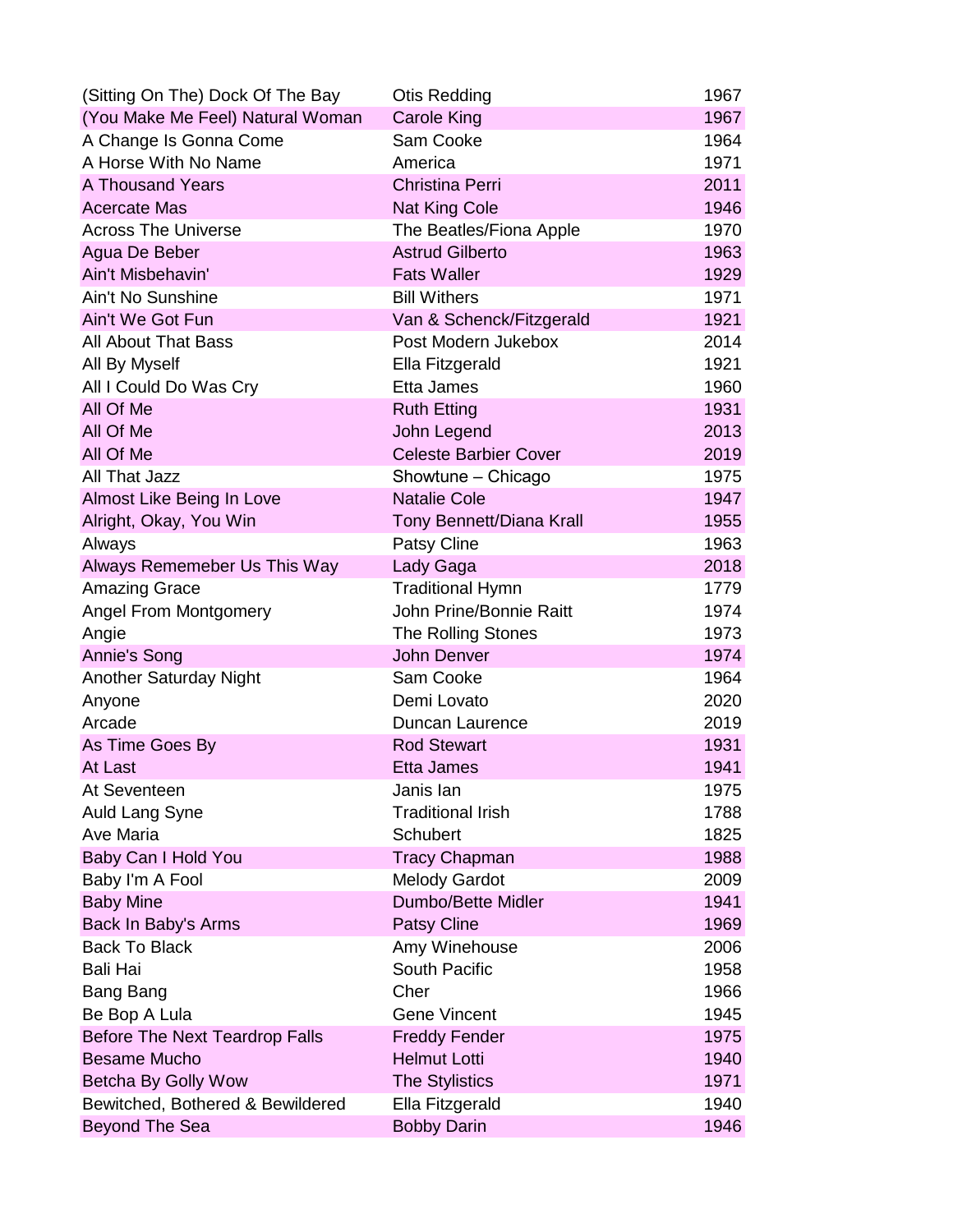| | | |
|---|---|---|
| (Sitting On The) Dock Of The Bay | Otis Redding | 1967 |
| (You Make Me Feel) Natural Woman | Carole King | 1967 |
| A Change Is Gonna Come | Sam Cooke | 1964 |
| A Horse With No Name | America | 1971 |
| A Thousand Years | Christina Perri | 2011 |
| Acercate Mas | Nat King Cole | 1946 |
| Across The Universe | The Beatles/Fiona Apple | 1970 |
| Agua De Beber | Astrud Gilberto | 1963 |
| Ain't Misbehavin' | Fats Waller | 1929 |
| Ain't No Sunshine | Bill Withers | 1971 |
| Ain't We Got Fun | Van & Schenck/Fitzgerald | 1921 |
| All About That Bass | Post Modern Jukebox | 2014 |
| All By Myself | Ella Fitzgerald | 1921 |
| All I Could Do Was Cry | Etta James | 1960 |
| All Of Me | Ruth Etting | 1931 |
| All Of Me | John Legend | 2013 |
| All Of Me | Celeste Barbier Cover | 2019 |
| All That Jazz | Showtune – Chicago | 1975 |
| Almost Like Being In Love | Natalie Cole | 1947 |
| Alright, Okay, You Win | Tony Bennett/Diana Krall | 1955 |
| Always | Patsy Cline | 1963 |
| Always Rememeber Us This Way | Lady Gaga | 2018 |
| Amazing Grace | Traditional Hymn | 1779 |
| Angel From Montgomery | John Prine/Bonnie Raitt | 1974 |
| Angie | The Rolling Stones | 1973 |
| Annie's Song | John Denver | 1974 |
| Another Saturday Night | Sam Cooke | 1964 |
| Anyone | Demi Lovato | 2020 |
| Arcade | Duncan Laurence | 2019 |
| As Time Goes By | Rod Stewart | 1931 |
| At Last | Etta James | 1941 |
| At Seventeen | Janis Ian | 1975 |
| Auld Lang Syne | Traditional Irish | 1788 |
| Ave Maria | Schubert | 1825 |
| Baby Can I Hold You | Tracy Chapman | 1988 |
| Baby I'm A Fool | Melody Gardot | 2009 |
| Baby Mine | Dumbo/Bette Midler | 1941 |
| Back In Baby's Arms | Patsy Cline | 1969 |
| Back To Black | Amy Winehouse | 2006 |
| Bali Hai | South Pacific | 1958 |
| Bang Bang | Cher | 1966 |
| Be Bop A Lula | Gene Vincent | 1945 |
| Before The Next Teardrop Falls | Freddy Fender | 1975 |
| Besame Mucho | Helmut Lotti | 1940 |
| Betcha By Golly Wow | The Stylistics | 1971 |
| Bewitched, Bothered & Bewildered | Ella Fitzgerald | 1940 |
| Beyond The Sea | Bobby Darin | 1946 |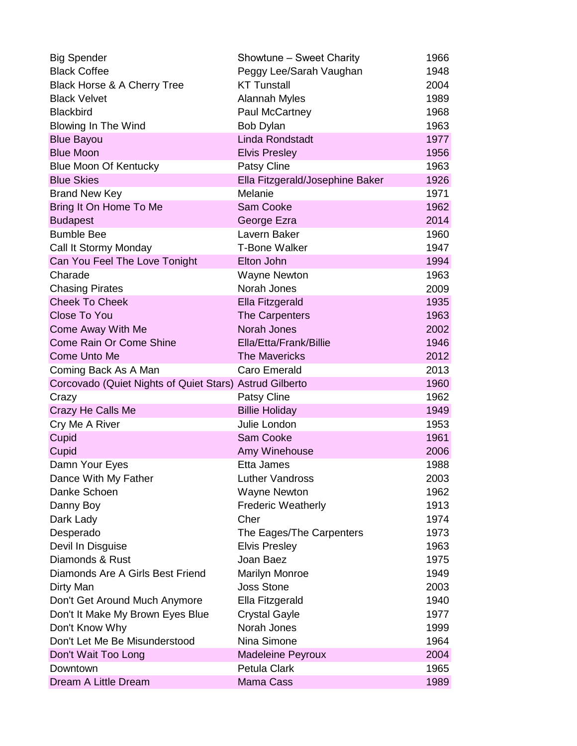| Big Spender | Showtune – Sweet Charity | 1966 |
|---|---|---|
| Black Coffee | Peggy Lee/Sarah Vaughan | 1948 |
| Black Horse & A Cherry Tree | KT Tunstall | 2004 |
| Black Velvet | Alannah Myles | 1989 |
| Blackbird | Paul McCartney | 1968 |
| Blowing In The Wind | Bob Dylan | 1963 |
| Blue Bayou | Linda Rondstadt | 1977 |
| Blue Moon | Elvis Presley | 1956 |
| Blue Moon Of Kentucky | Patsy Cline | 1963 |
| Blue Skies | Ella Fitzgerald/Josephine Baker | 1926 |
| Brand New Key | Melanie | 1971 |
| Bring It On Home To Me | Sam Cooke | 1962 |
| Budapest | George Ezra | 2014 |
| Bumble Bee | Lavern Baker | 1960 |
| Call It Stormy Monday | T-Bone Walker | 1947 |
| Can You Feel The Love Tonight | Elton John | 1994 |
| Charade | Wayne Newton | 1963 |
| Chasing Pirates | Norah Jones | 2009 |
| Cheek To Cheek | Ella Fitzgerald | 1935 |
| Close To You | The Carpenters | 1963 |
| Come Away With Me | Norah Jones | 2002 |
| Come Rain Or Come Shine | Ella/Etta/Frank/Billie | 1946 |
| Come Unto Me | The Mavericks | 2012 |
| Coming Back As A Man | Caro Emerald | 2013 |
| Corcovado (Quiet Nights of Quiet Stars) | Astrud Gilberto | 1960 |
| Crazy | Patsy Cline | 1962 |
| Crazy He Calls Me | Billie Holiday | 1949 |
| Cry Me A River | Julie London | 1953 |
| Cupid | Sam Cooke | 1961 |
| Cupid | Amy Winehouse | 2006 |
| Damn Your Eyes | Etta James | 1988 |
| Dance With My Father | Luther Vandross | 2003 |
| Danke Schoen | Wayne Newton | 1962 |
| Danny Boy | Frederic Weatherly | 1913 |
| Dark Lady | Cher | 1974 |
| Desperado | The Eages/The Carpenters | 1973 |
| Devil In Disguise | Elvis Presley | 1963 |
| Diamonds & Rust | Joan Baez | 1975 |
| Diamonds Are A Girls Best Friend | Marilyn Monroe | 1949 |
| Dirty Man | Joss Stone | 2003 |
| Don't Get Around Much Anymore | Ella Fitzgerald | 1940 |
| Don't It Make My Brown Eyes Blue | Crystal Gayle | 1977 |
| Don't Know Why | Norah Jones | 1999 |
| Don't Let Me Be Misunderstood | Nina Simone | 1964 |
| Don't Wait Too Long | Madeleine Peyroux | 2004 |
| Downtown | Petula Clark | 1965 |
| Dream A Little Dream | Mama Cass | 1989 |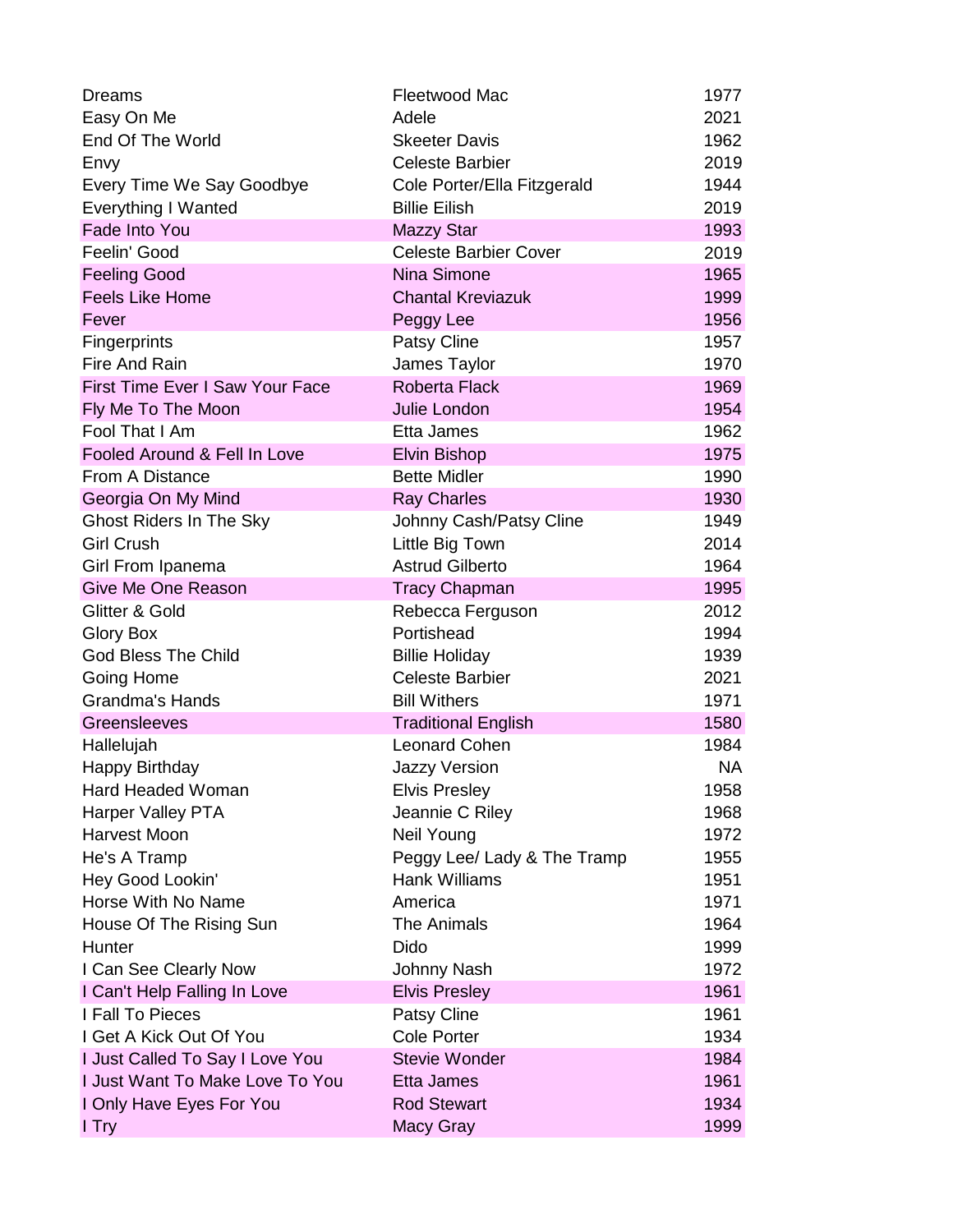| Dreams | Fleetwood Mac | 1977 |
|---|---|---|
| Easy On Me | Adele | 2021 |
| End Of The World | Skeeter Davis | 1962 |
| Envy | Celeste Barbier | 2019 |
| Every Time We Say Goodbye | Cole Porter/Ella Fitzgerald | 1944 |
| Everything I Wanted | Billie Eilish | 2019 |
| Fade Into You | Mazzy Star | 1993 |
| Feelin' Good | Celeste Barbier Cover | 2019 |
| Feeling Good | Nina Simone | 1965 |
| Feels Like Home | Chantal Kreviazuk | 1999 |
| Fever | Peggy Lee | 1956 |
| Fingerprints | Patsy Cline | 1957 |
| Fire And Rain | James Taylor | 1970 |
| First Time Ever I Saw Your Face | Roberta Flack | 1969 |
| Fly Me To The Moon | Julie London | 1954 |
| Fool That I Am | Etta James | 1962 |
| Fooled Around & Fell In Love | Elvin Bishop | 1975 |
| From A Distance | Bette Midler | 1990 |
| Georgia On My Mind | Ray Charles | 1930 |
| Ghost Riders In The Sky | Johnny Cash/Patsy Cline | 1949 |
| Girl Crush | Little Big Town | 2014 |
| Girl From Ipanema | Astrud Gilberto | 1964 |
| Give Me One Reason | Tracy Chapman | 1995 |
| Glitter & Gold | Rebecca Ferguson | 2012 |
| Glory Box | Portishead | 1994 |
| God Bless The Child | Billie Holiday | 1939 |
| Going Home | Celeste Barbier | 2021 |
| Grandma's Hands | Bill Withers | 1971 |
| Greensleeves | Traditional English | 1580 |
| Hallelujah | Leonard Cohen | 1984 |
| Happy Birthday | Jazzy Version | NA |
| Hard Headed Woman | Elvis Presley | 1958 |
| Harper Valley PTA | Jeannie C Riley | 1968 |
| Harvest Moon | Neil Young | 1972 |
| He's A Tramp | Peggy Lee/ Lady & The Tramp | 1955 |
| Hey Good Lookin' | Hank Williams | 1951 |
| Horse With No Name | America | 1971 |
| House Of The Rising Sun | The Animals | 1964 |
| Hunter | Dido | 1999 |
| I Can See Clearly Now | Johnny Nash | 1972 |
| I Can't Help Falling In Love | Elvis Presley | 1961 |
| I Fall To Pieces | Patsy Cline | 1961 |
| I Get A Kick Out Of You | Cole Porter | 1934 |
| I Just Called To Say I Love You | Stevie Wonder | 1984 |
| I Just Want To Make Love To You | Etta James | 1961 |
| I Only Have Eyes For You | Rod Stewart | 1934 |
| I Try | Macy Gray | 1999 |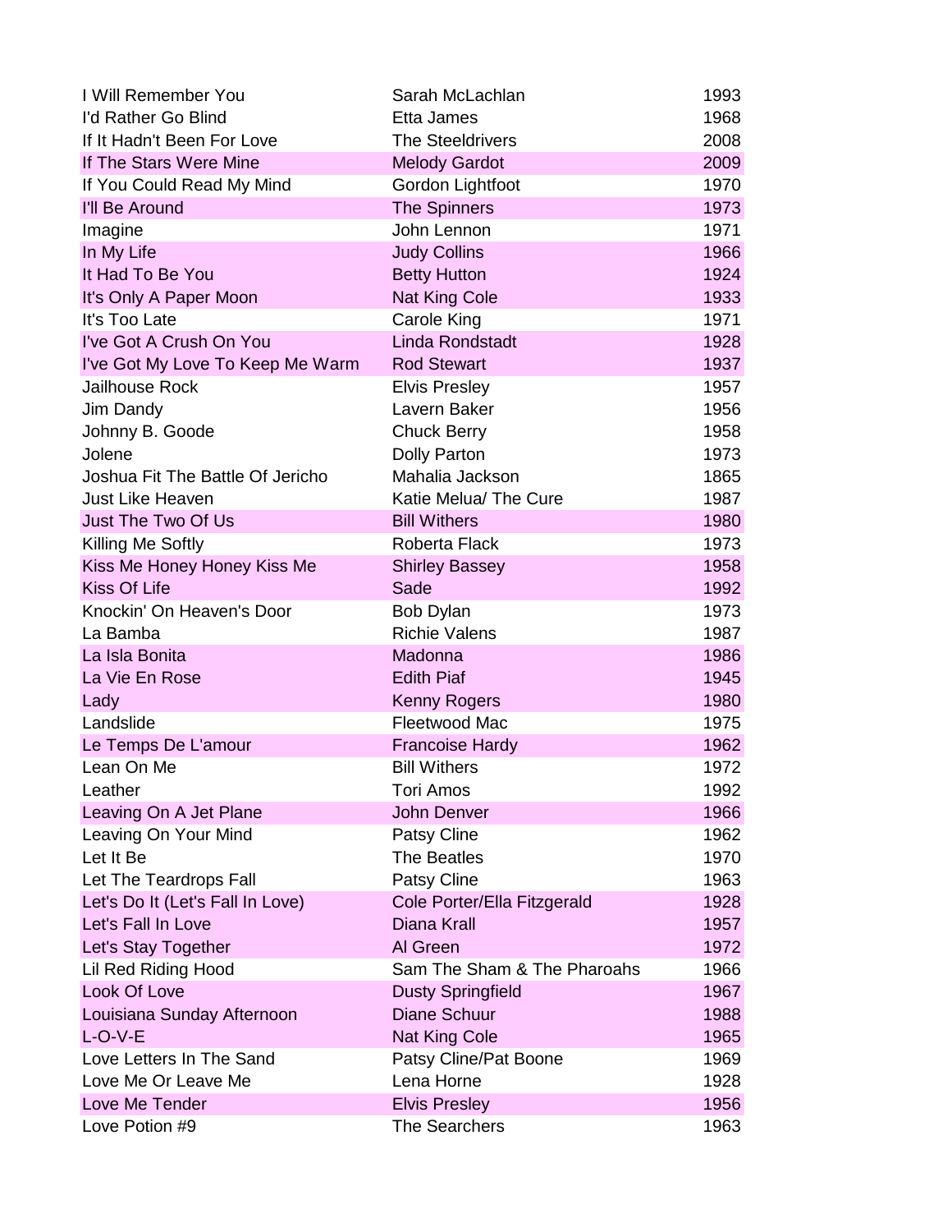| I Will Remember You | Sarah McLachlan | 1993 |
|---|---|---|
| I'd Rather Go Blind | Etta James | 1968 |
| If It Hadn't Been For Love | The Steeldrivers | 2008 |
| If The Stars Were Mine | Melody Gardot | 2009 |
| If You Could Read My Mind | Gordon Lightfoot | 1970 |
| I'll Be Around | The Spinners | 1973 |
| Imagine | John Lennon | 1971 |
| In My Life | Judy Collins | 1966 |
| It Had To Be You | Betty Hutton | 1924 |
| It's Only A Paper Moon | Nat King Cole | 1933 |
| It's Too Late | Carole King | 1971 |
| I've Got A Crush On You | Linda Rondstadt | 1928 |
| I've Got My Love To Keep Me Warm | Rod Stewart | 1937 |
| Jailhouse Rock | Elvis Presley | 1957 |
| Jim Dandy | Lavern Baker | 1956 |
| Johnny B. Goode | Chuck Berry | 1958 |
| Jolene | Dolly Parton | 1973 |
| Joshua Fit The Battle Of Jericho | Mahalia Jackson | 1865 |
| Just Like Heaven | Katie Melua/ The Cure | 1987 |
| Just The Two Of Us | Bill Withers | 1980 |
| Killing Me Softly | Roberta Flack | 1973 |
| Kiss Me Honey Honey Kiss Me | Shirley Bassey | 1958 |
| Kiss Of Life | Sade | 1992 |
| Knockin' On Heaven's Door | Bob Dylan | 1973 |
| La Bamba | Richie Valens | 1987 |
| La Isla Bonita | Madonna | 1986 |
| La Vie En Rose | Edith Piaf | 1945 |
| Lady | Kenny Rogers | 1980 |
| Landslide | Fleetwood Mac | 1975 |
| Le Temps De L'amour | Francoise Hardy | 1962 |
| Lean On Me | Bill Withers | 1972 |
| Leather | Tori Amos | 1992 |
| Leaving On A Jet Plane | John Denver | 1966 |
| Leaving On Your Mind | Patsy Cline | 1962 |
| Let It Be | The Beatles | 1970 |
| Let The Teardrops Fall | Patsy Cline | 1963 |
| Let's Do It (Let's Fall In Love) | Cole Porter/Ella Fitzgerald | 1928 |
| Let's Fall In Love | Diana Krall | 1957 |
| Let's Stay Together | Al Green | 1972 |
| Lil Red Riding Hood | Sam The Sham & The Pharoahs | 1966 |
| Look Of Love | Dusty Springfield | 1967 |
| Louisiana Sunday Afternoon | Diane Schuur | 1988 |
| L-O-V-E | Nat King Cole | 1965 |
| Love Letters In The Sand | Patsy Cline/Pat Boone | 1969 |
| Love Me Or Leave Me | Lena Horne | 1928 |
| Love Me Tender | Elvis Presley | 1956 |
| Love Potion #9 | The Searchers | 1963 |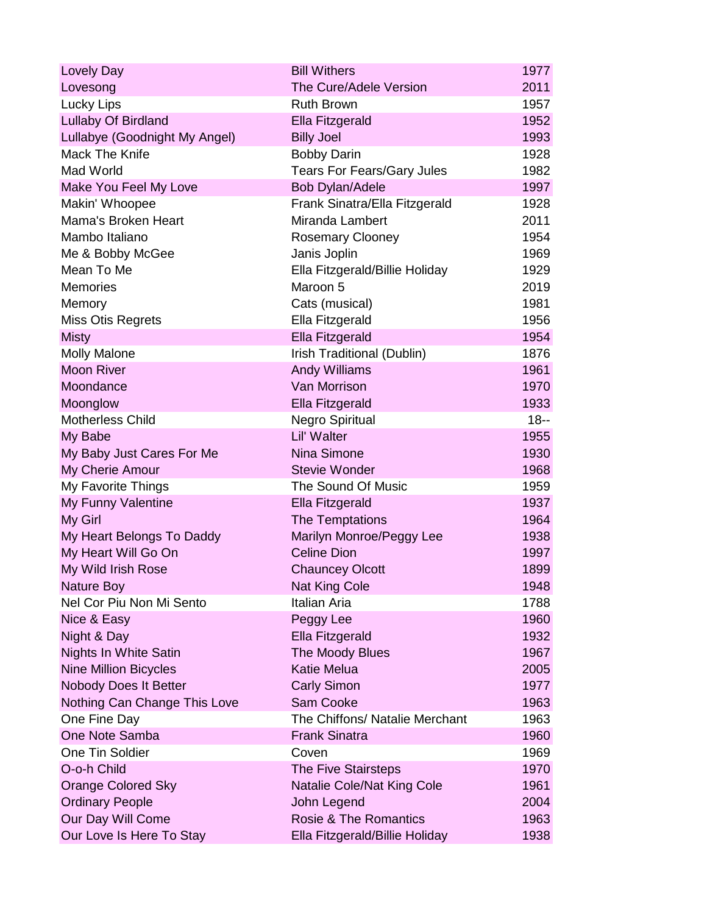| | | |
|---|---|---|
| Lovely Day | Bill Withers | 1977 |
| Lovesong | The Cure/Adele Version | 2011 |
| Lucky Lips | Ruth Brown | 1957 |
| Lullaby Of Birdland | Ella Fitzgerald | 1952 |
| Lullabye (Goodnight My Angel) | Billy Joel | 1993 |
| Mack The Knife | Bobby Darin | 1928 |
| Mad World | Tears For Fears/Gary Jules | 1982 |
| Make You Feel My Love | Bob Dylan/Adele | 1997 |
| Makin' Whoopee | Frank Sinatra/Ella Fitzgerald | 1928 |
| Mama's Broken Heart | Miranda Lambert | 2011 |
| Mambo Italiano | Rosemary Clooney | 1954 |
| Me & Bobby McGee | Janis Joplin | 1969 |
| Mean To Me | Ella Fitzgerald/Billie Holiday | 1929 |
| Memories | Maroon 5 | 2019 |
| Memory | Cats (musical) | 1981 |
| Miss Otis Regrets | Ella Fitzgerald | 1956 |
| Misty | Ella Fitzgerald | 1954 |
| Molly Malone | Irish Traditional (Dublin) | 1876 |
| Moon River | Andy Williams | 1961 |
| Moondance | Van Morrison | 1970 |
| Moonglow | Ella Fitzgerald | 1933 |
| Motherless Child | Negro Spiritual | 18-- |
| My Babe | Lil' Walter | 1955 |
| My Baby Just Cares For Me | Nina Simone | 1930 |
| My Cherie Amour | Stevie Wonder | 1968 |
| My Favorite Things | The Sound Of Music | 1959 |
| My Funny Valentine | Ella Fitzgerald | 1937 |
| My Girl | The Temptations | 1964 |
| My Heart Belongs To Daddy | Marilyn Monroe/Peggy Lee | 1938 |
| My Heart Will Go On | Celine Dion | 1997 |
| My Wild Irish Rose | Chauncey Olcott | 1899 |
| Nature Boy | Nat King Cole | 1948 |
| Nel Cor Piu Non Mi Sento | Italian Aria | 1788 |
| Nice & Easy | Peggy Lee | 1960 |
| Night & Day | Ella Fitzgerald | 1932 |
| Nights In White Satin | The Moody Blues | 1967 |
| Nine Million Bicycles | Katie Melua | 2005 |
| Nobody Does It Better | Carly Simon | 1977 |
| Nothing Can Change This Love | Sam Cooke | 1963 |
| One Fine Day | The Chiffons/ Natalie Merchant | 1963 |
| One Note Samba | Frank Sinatra | 1960 |
| One Tin Soldier | Coven | 1969 |
| O-o-h Child | The Five Stairsteps | 1970 |
| Orange Colored Sky | Natalie Cole/Nat King Cole | 1961 |
| Ordinary People | John Legend | 2004 |
| Our Day Will Come | Rosie & The Romantics | 1963 |
| Our Love Is Here To Stay | Ella Fitzgerald/Billie Holiday | 1938 |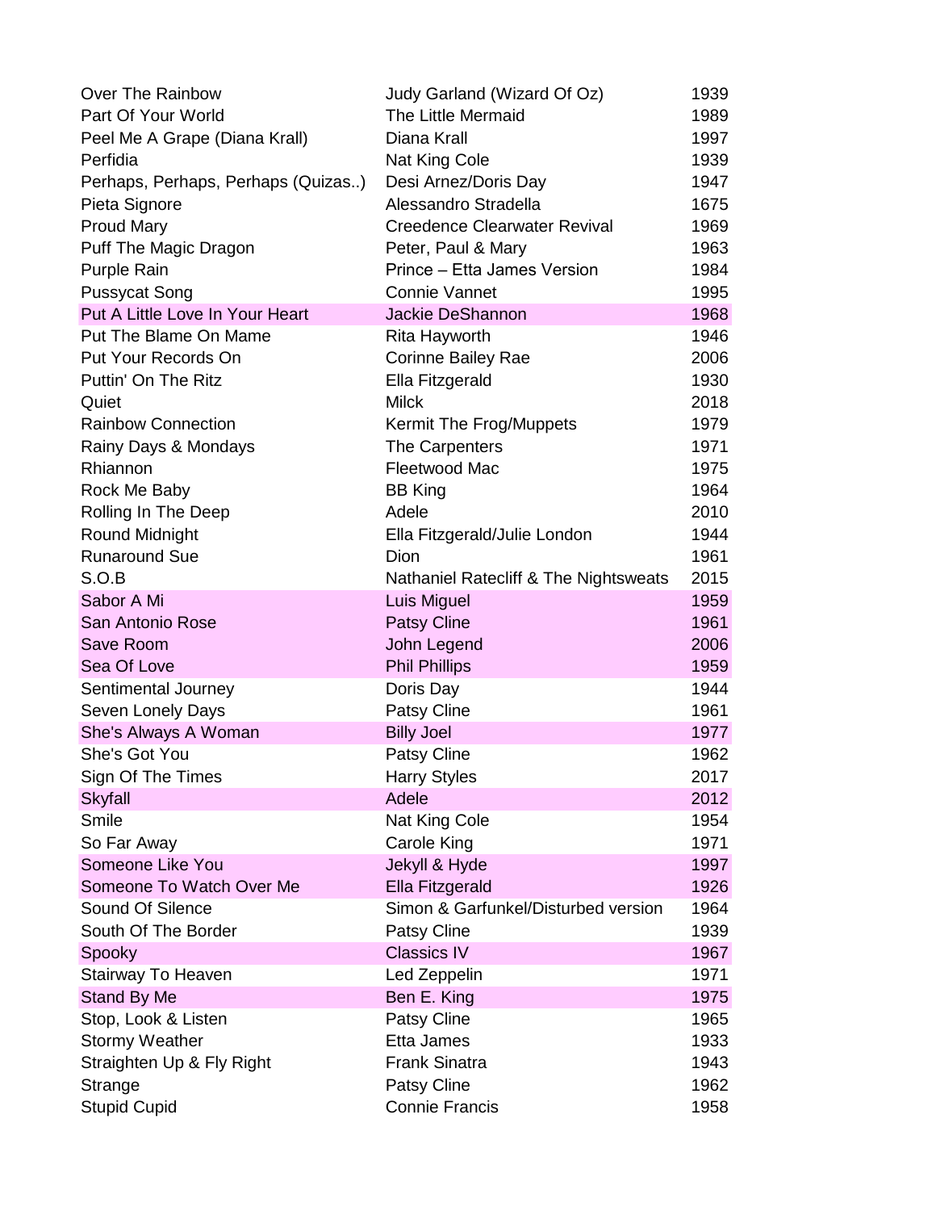| | | |
|---|---|---|
| Over The Rainbow | Judy Garland (Wizard Of Oz) | 1939 |
| Part Of Your World | The Little Mermaid | 1989 |
| Peel Me A Grape (Diana Krall) | Diana Krall | 1997 |
| Perfidia | Nat King Cole | 1939 |
| Perhaps, Perhaps, Perhaps (Quizas..) | Desi Arnez/Doris Day | 1947 |
| Pieta Signore | Alessandro Stradella | 1675 |
| Proud Mary | Creedence Clearwater Revival | 1969 |
| Puff The Magic Dragon | Peter, Paul & Mary | 1963 |
| Purple Rain | Prince – Etta James Version | 1984 |
| Pussycat Song | Connie Vannet | 1995 |
| Put A Little Love In Your Heart | Jackie DeShannon | 1968 |
| Put The Blame On Mame | Rita Hayworth | 1946 |
| Put Your Records On | Corinne Bailey Rae | 2006 |
| Puttin' On The Ritz | Ella Fitzgerald | 1930 |
| Quiet | Milck | 2018 |
| Rainbow Connection | Kermit The Frog/Muppets | 1979 |
| Rainy Days & Mondays | The Carpenters | 1971 |
| Rhiannon | Fleetwood Mac | 1975 |
| Rock Me Baby | BB King | 1964 |
| Rolling In The Deep | Adele | 2010 |
| Round Midnight | Ella Fitzgerald/Julie London | 1944 |
| Runaround Sue | Dion | 1961 |
| S.O.B | Nathaniel Ratecliff & The Nightsweats | 2015 |
| Sabor A Mi | Luis Miguel | 1959 |
| San Antonio Rose | Patsy Cline | 1961 |
| Save Room | John Legend | 2006 |
| Sea Of Love | Phil Phillips | 1959 |
| Sentimental Journey | Doris Day | 1944 |
| Seven Lonely Days | Patsy Cline | 1961 |
| She's Always A Woman | Billy Joel | 1977 |
| She's Got You | Patsy Cline | 1962 |
| Sign Of The Times | Harry Styles | 2017 |
| Skyfall | Adele | 2012 |
| Smile | Nat King Cole | 1954 |
| So Far Away | Carole King | 1971 |
| Someone Like You | Jekyll & Hyde | 1997 |
| Someone To Watch Over Me | Ella Fitzgerald | 1926 |
| Sound Of Silence | Simon & Garfunkel/Disturbed version | 1964 |
| South Of The Border | Patsy Cline | 1939 |
| Spooky | Classics IV | 1967 |
| Stairway To Heaven | Led Zeppelin | 1971 |
| Stand By Me | Ben E. King | 1975 |
| Stop, Look & Listen | Patsy Cline | 1965 |
| Stormy Weather | Etta James | 1933 |
| Straighten Up & Fly Right | Frank Sinatra | 1943 |
| Strange | Patsy Cline | 1962 |
| Stupid Cupid | Connie Francis | 1958 |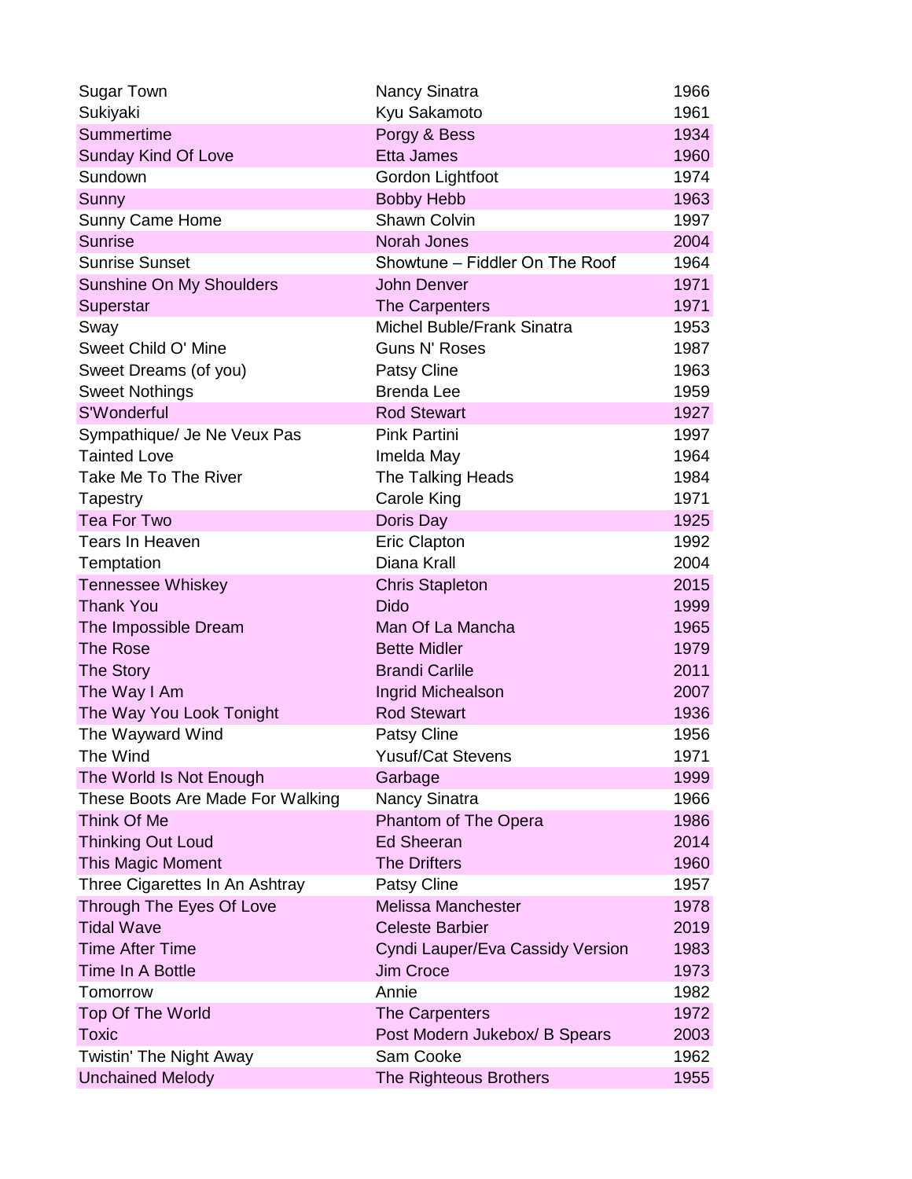| | | |
|---|---|---|
| Sugar Town | Nancy Sinatra | 1966 |
| Sukiyaki | Kyu Sakamoto | 1961 |
| Summertime | Porgy & Bess | 1934 |
| Sunday Kind Of Love | Etta James | 1960 |
| Sundown | Gordon Lightfoot | 1974 |
| Sunny | Bobby Hebb | 1963 |
| Sunny Came Home | Shawn Colvin | 1997 |
| Sunrise | Norah Jones | 2004 |
| Sunrise Sunset | Showtune – Fiddler On The Roof | 1964 |
| Sunshine On My Shoulders | John Denver | 1971 |
| Superstar | The Carpenters | 1971 |
| Sway | Michel Buble/Frank Sinatra | 1953 |
| Sweet Child O' Mine | Guns N' Roses | 1987 |
| Sweet Dreams (of you) | Patsy Cline | 1963 |
| Sweet Nothings | Brenda Lee | 1959 |
| S'Wonderful | Rod Stewart | 1927 |
| Sympathique/ Je Ne Veux Pas | Pink Partini | 1997 |
| Tainted Love | Imelda May | 1964 |
| Take Me To The River | The Talking Heads | 1984 |
| Tapestry | Carole King | 1971 |
| Tea For Two | Doris Day | 1925 |
| Tears In Heaven | Eric Clapton | 1992 |
| Temptation | Diana Krall | 2004 |
| Tennessee Whiskey | Chris Stapleton | 2015 |
| Thank You | Dido | 1999 |
| The Impossible Dream | Man Of La Mancha | 1965 |
| The Rose | Bette Midler | 1979 |
| The Story | Brandi Carlile | 2011 |
| The Way I Am | Ingrid Michealson | 2007 |
| The Way You Look Tonight | Rod Stewart | 1936 |
| The Wayward Wind | Patsy Cline | 1956 |
| The Wind | Yusuf/Cat Stevens | 1971 |
| The World Is Not Enough | Garbage | 1999 |
| These Boots Are Made For Walking | Nancy Sinatra | 1966 |
| Think Of Me | Phantom of The Opera | 1986 |
| Thinking Out Loud | Ed Sheeran | 2014 |
| This Magic Moment | The Drifters | 1960 |
| Three Cigarettes In An Ashtray | Patsy Cline | 1957 |
| Through The Eyes Of Love | Melissa Manchester | 1978 |
| Tidal Wave | Celeste Barbier | 2019 |
| Time After Time | Cyndi Lauper/Eva Cassidy Version | 1983 |
| Time In A Bottle | Jim Croce | 1973 |
| Tomorrow | Annie | 1982 |
| Top Of The World | The Carpenters | 1972 |
| Toxic | Post Modern Jukebox/ B Spears | 2003 |
| Twistin' The Night Away | Sam Cooke | 1962 |
| Unchained Melody | The Righteous Brothers | 1955 |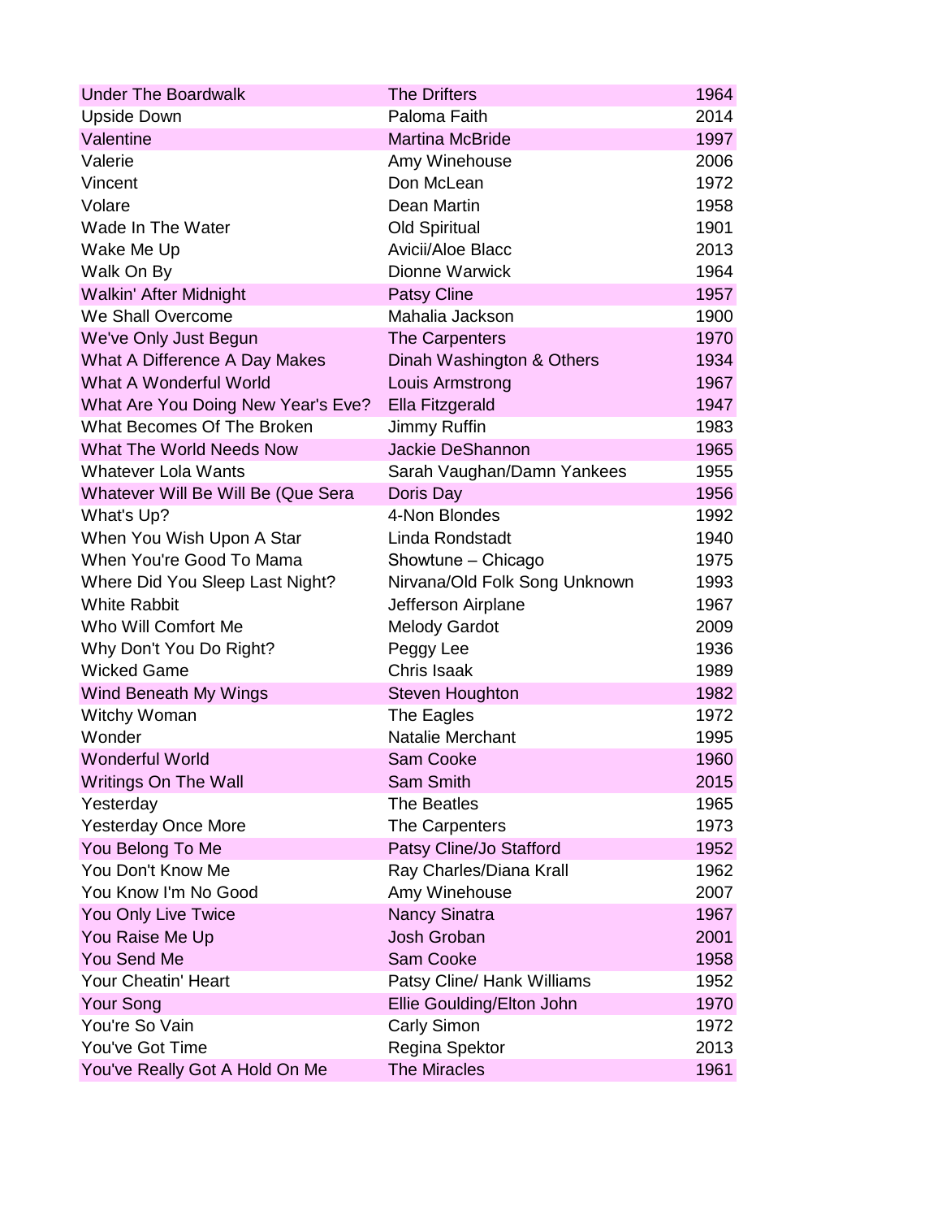| | | |
|---|---|---|
| Under The Boardwalk | The Drifters | 1964 |
| Upside Down | Paloma Faith | 2014 |
| Valentine | Martina McBride | 1997 |
| Valerie | Amy Winehouse | 2006 |
| Vincent | Don McLean | 1972 |
| Volare | Dean Martin | 1958 |
| Wade In The Water | Old Spiritual | 1901 |
| Wake Me Up | Avicii/Aloe Blacc | 2013 |
| Walk On By | Dionne Warwick | 1964 |
| Walkin' After Midnight | Patsy Cline | 1957 |
| We Shall Overcome | Mahalia Jackson | 1900 |
| We've Only Just Begun | The Carpenters | 1970 |
| What A Difference A Day Makes | Dinah Washington & Others | 1934 |
| What A Wonderful World | Louis Armstrong | 1967 |
| What Are You Doing New Year's Eve? | Ella Fitzgerald | 1947 |
| What Becomes Of The Broken | Jimmy Ruffin | 1983 |
| What The World Needs Now | Jackie DeShannon | 1965 |
| Whatever Lola Wants | Sarah Vaughan/Damn Yankees | 1955 |
| Whatever Will Be Will Be (Que Sera | Doris Day | 1956 |
| What's Up? | 4-Non Blondes | 1992 |
| When You Wish Upon A Star | Linda Rondstadt | 1940 |
| When You're Good To Mama | Showtune – Chicago | 1975 |
| Where Did You Sleep Last Night? | Nirvana/Old Folk Song Unknown | 1993 |
| White Rabbit | Jefferson Airplane | 1967 |
| Who Will Comfort Me | Melody Gardot | 2009 |
| Why Don't You Do Right? | Peggy Lee | 1936 |
| Wicked Game | Chris Isaak | 1989 |
| Wind Beneath My Wings | Steven Houghton | 1982 |
| Witchy Woman | The Eagles | 1972 |
| Wonder | Natalie Merchant | 1995 |
| Wonderful World | Sam Cooke | 1960 |
| Writings On The Wall | Sam Smith | 2015 |
| Yesterday | The Beatles | 1965 |
| Yesterday Once More | The Carpenters | 1973 |
| You Belong To Me | Patsy Cline/Jo Stafford | 1952 |
| You Don't Know Me | Ray Charles/Diana Krall | 1962 |
| You Know I'm No Good | Amy Winehouse | 2007 |
| You Only Live Twice | Nancy Sinatra | 1967 |
| You Raise Me Up | Josh Groban | 2001 |
| You Send Me | Sam Cooke | 1958 |
| Your Cheatin' Heart | Patsy Cline/ Hank Williams | 1952 |
| Your Song | Ellie Goulding/Elton John | 1970 |
| You're So Vain | Carly Simon | 1972 |
| You've Got Time | Regina Spektor | 2013 |
| You've Really Got A Hold On Me | The Miracles | 1961 |